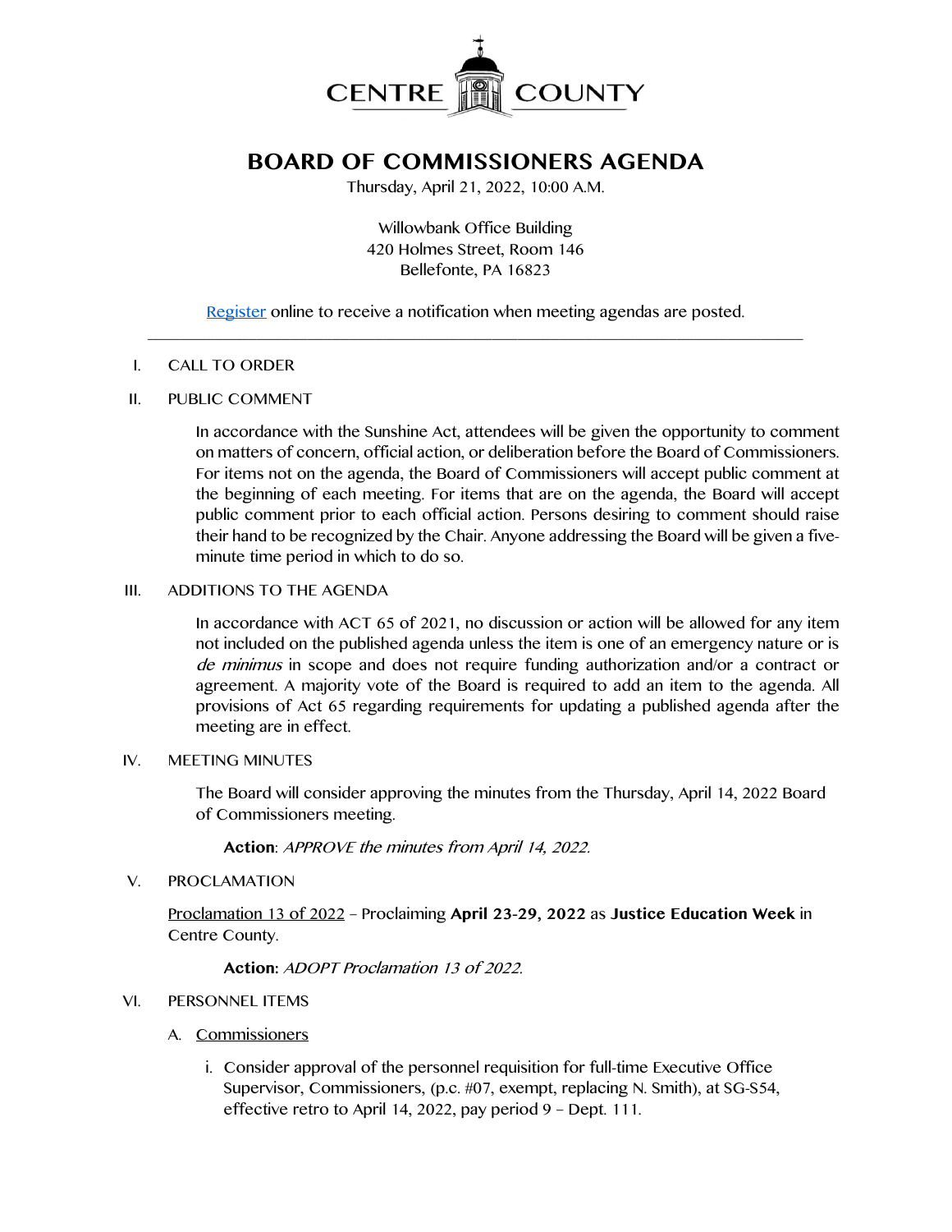CENTRE COUNTY

# BOARD OF COMMISSIONERS AGENDA

Thursday, April 21, 2022, 10:00 A.M.

Willowbank Office Building
420 Holmes Street, Room 146
Bellefonte, PA 16823

Register online to receive a notification when meeting agendas are posted.

---

I. CALL TO ORDER

II. PUBLIC COMMENT

In accordance with the Sunshine Act, attendees will be given the opportunity to comment on matters of concern, official action, or deliberation before the Board of Commissioners. For items not on the agenda, the Board of Commissioners will accept public comment at the beginning of each meeting. For items that are on the agenda, the Board will accept public comment prior to each official action. Persons desiring to comment should raise their hand to be recognized by the Chair. Anyone addressing the Board will be given a five-minute time period in which to do so.

III. ADDITIONS TO THE AGENDA

In accordance with ACT 65 of 2021, no discussion or action will be allowed for any item not included on the published agenda unless the item is one of an emergency nature or is *de minimus* in scope and does not require funding authorization and/or a contract or agreement. A majority vote of the Board is required to add an item to the agenda. All provisions of Act 65 regarding requirements for updating a published agenda after the meeting are in effect.

IV. MEETING MINUTES

The Board will consider approving the minutes from the Thursday, April 14, 2022 Board of Commissioners meeting.

**Action**: *APPROVE the minutes from April 14, 2022.*

V. PROCLAMATION

Proclamation 13 of 2022 – Proclaiming **April 23-29, 2022** as **Justice Education Week** in Centre County.

**Action:** *ADOPT Proclamation 13 of 2022.*

VI. PERSONNEL ITEMS

A. Commissioners

i. Consider approval of the personnel requisition for full-time Executive Office Supervisor, Commissioners, (p.c. #07, exempt, replacing N. Smith), at SG-S54, effective retro to April 14, 2022, pay period 9 – Dept. 111.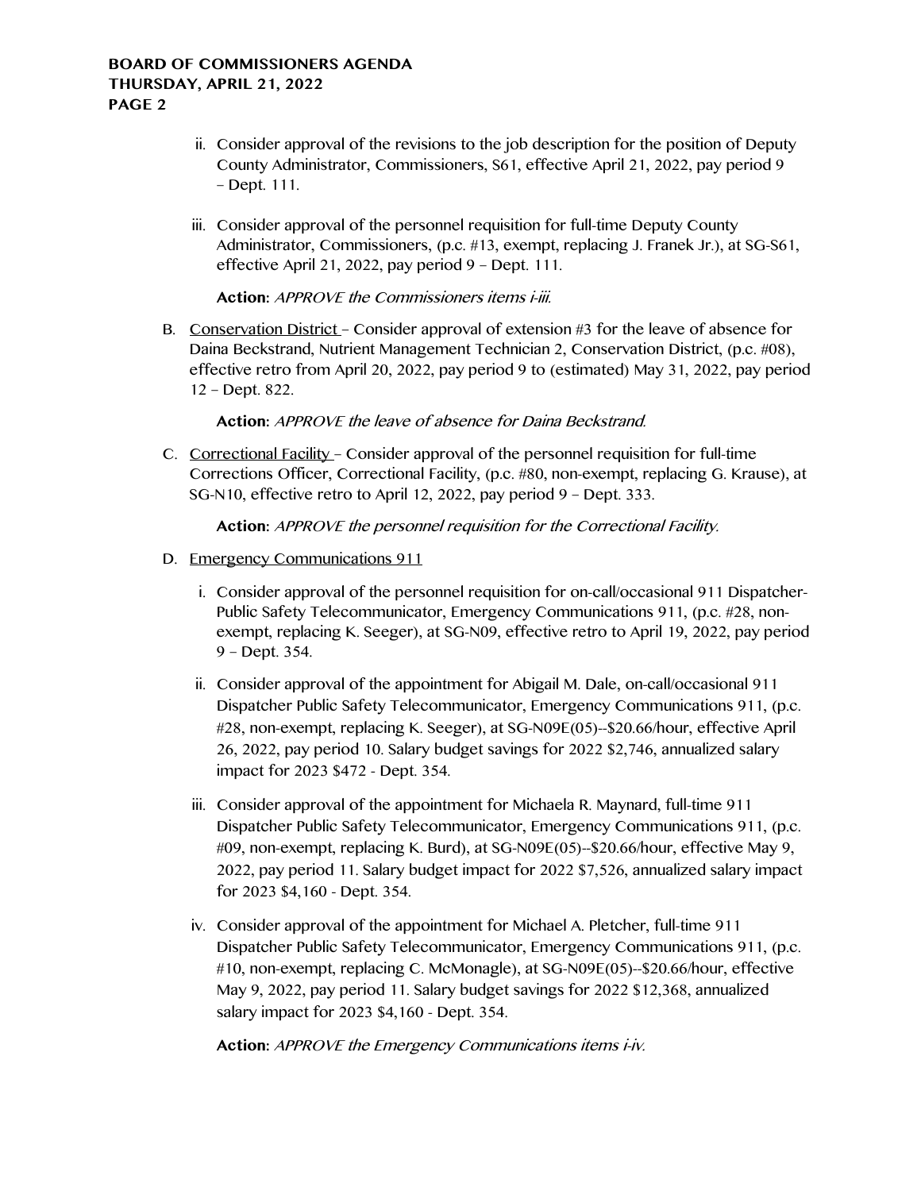ii. Consider approval of the revisions to the job description for the position of Deputy County Administrator, Commissioners, S61, effective April 21, 2022, pay period 9 – Dept. 111.

iii. Consider approval of the personnel requisition for full-time Deputy County Administrator, Commissioners, (p.c. #13, exempt, replacing J. Franek Jr.), at SG-S61, effective April 21, 2022, pay period 9 – Dept. 111.

**Action:** *APPROVE the Commissioners items i-iii.*

B. Conservation District – Consider approval of extension #3 for the leave of absence for Daina Beckstrand, Nutrient Management Technician 2, Conservation District, (p.c. #08), effective retro from April 20, 2022, pay period 9 to (estimated) May 31, 2022, pay period 12 – Dept. 822.

**Action:** *APPROVE the leave of absence for Daina Beckstrand.*

C. Correctional Facility – Consider approval of the personnel requisition for full-time Corrections Officer, Correctional Facility, (p.c. #80, non-exempt, replacing G. Krause), at SG-N10, effective retro to April 12, 2022, pay period 9 – Dept. 333.

**Action:** *APPROVE the personnel requisition for the Correctional Facility.*

D. Emergency Communications 911

i. Consider approval of the personnel requisition for on-call/occasional 911 Dispatcher-Public Safety Telecommunicator, Emergency Communications 911, (p.c. #28, non-exempt, replacing K. Seeger), at SG-N09, effective retro to April 19, 2022, pay period 9 – Dept. 354.

ii. Consider approval of the appointment for Abigail M. Dale, on-call/occasional 911 Dispatcher Public Safety Telecommunicator, Emergency Communications 911, (p.c. #28, non-exempt, replacing K. Seeger), at SG-N09E(05)--$20.66/hour, effective April 26, 2022, pay period 10. Salary budget savings for 2022 $2,746, annualized salary impact for 2023 $472 - Dept. 354.

iii. Consider approval of the appointment for Michaela R. Maynard, full-time 911 Dispatcher Public Safety Telecommunicator, Emergency Communications 911, (p.c. #09, non-exempt, replacing K. Burd), at SG-N09E(05)--$20.66/hour, effective May 9, 2022, pay period 11. Salary budget impact for 2022 $7,526, annualized salary impact for 2023 $4,160 - Dept. 354.

iv. Consider approval of the appointment for Michael A. Pletcher, full-time 911 Dispatcher Public Safety Telecommunicator, Emergency Communications 911, (p.c. #10, non-exempt, replacing C. McMonagle), at SG-N09E(05)--$20.66/hour, effective May 9, 2022, pay period 11. Salary budget savings for 2022 $12,368, annualized salary impact for 2023 $4,160 - Dept. 354.

**Action:** *APPROVE the Emergency Communications items i-iv.*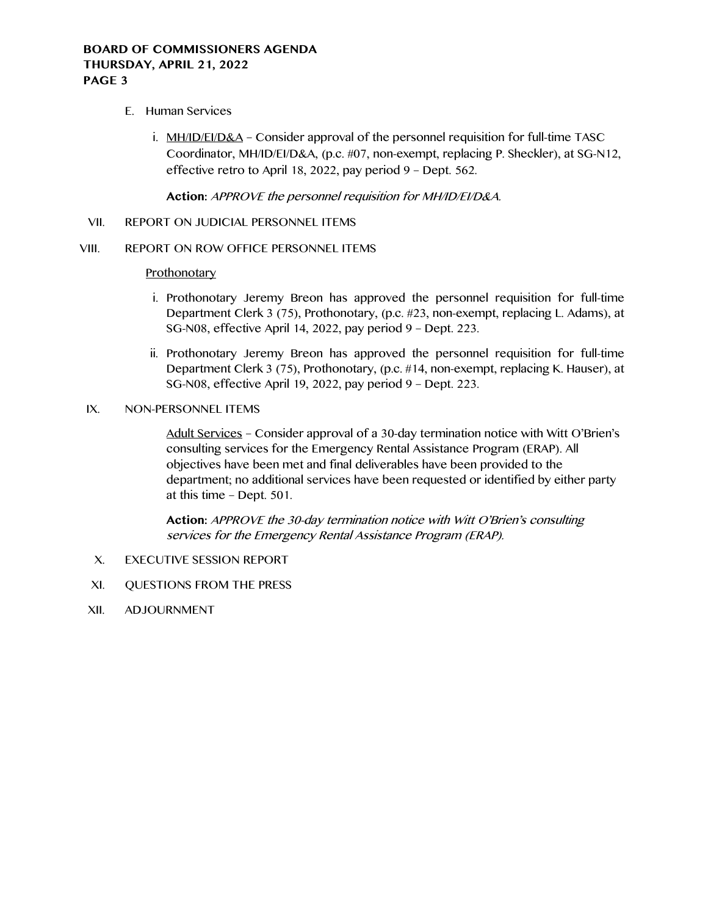E. Human Services

   i. MH/ID/EI/D&A – Consider approval of the personnel requisition for full-time TASC Coordinator, MH/ID/EI/D&A, (p.c. #07, non-exempt, replacing P. Sheckler), at SG-N12, effective retro to April 18, 2022, pay period 9 – Dept. 562.

   **Action:** *APPROVE the personnel requisition for MH/ID/EI/D&A.*

VII. REPORT ON JUDICIAL PERSONNEL ITEMS

VIII. REPORT ON ROW OFFICE PERSONNEL ITEMS

Prothonotary

   i. Prothonotary Jeremy Breon has approved the personnel requisition for full-time Department Clerk 3 (75), Prothonotary, (p.c. #23, non-exempt, replacing L. Adams), at SG-N08, effective April 14, 2022, pay period 9 – Dept. 223.

   ii. Prothonotary Jeremy Breon has approved the personnel requisition for full-time Department Clerk 3 (75), Prothonotary, (p.c. #14, non-exempt, replacing K. Hauser), at SG-N08, effective April 19, 2022, pay period 9 – Dept. 223.

IX. NON-PERSONNEL ITEMS

Adult Services – Consider approval of a 30-day termination notice with Witt O'Brien's consulting services for the Emergency Rental Assistance Program (ERAP). All objectives have been met and final deliverables have been provided to the department; no additional services have been requested or identified by either party at this time – Dept. 501.

**Action:** *APPROVE the 30-day termination notice with Witt O'Brien's consulting services for the Emergency Rental Assistance Program (ERAP).*

X. EXECUTIVE SESSION REPORT

XI. QUESTIONS FROM THE PRESS

XII. ADJOURNMENT